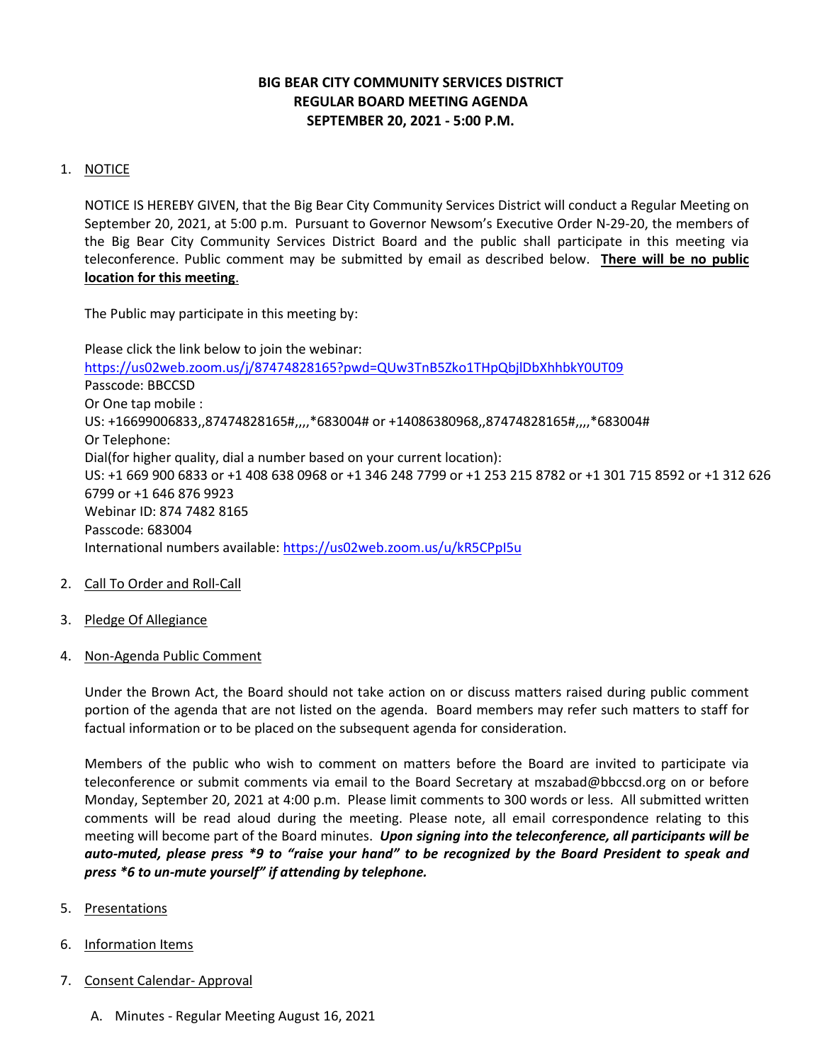# BIG BEAR CITY COMMUNITY SERVICES DISTRICT
## REGULAR BOARD MEETING AGENDA
## SEPTEMBER 20, 2021 - 5:00 P.M.

1. NOTICE

   NOTICE IS HEREBY GIVEN, that the Big Bear City Community Services District will conduct a Regular Meeting on September 20, 2021, at 5:00 p.m. Pursuant to Governor Newsom's Executive Order N-29-20, the members of the Big Bear City Community Services District Board and the public shall participate in this meeting via teleconference. Public comment may be submitted by email as described below. **There will be no public location for this meeting**.

   The Public may participate in this meeting by:

   Please click the link below to join the webinar:
   https://us02web.zoom.us/j/87474828165?pwd=QUw3TnB5Zko1THpQbjlDbXhhbkY0UT09
   Passcode: BBCCSD
   Or One tap mobile :
   US: +16699006833,,87474828165#,,,,*683004# or +14086380968,,87474828165#,,,,*683004#
   Or Telephone:
   Dial(for higher quality, dial a number based on your current location):
   US: +1 669 900 6833 or +1 408 638 0968 or +1 346 248 7799 or +1 253 215 8782 or +1 301 715 8592 or +1 312 626 6799 or +1 646 876 9923
   Webinar ID: 874 7482 8165
   Passcode: 683004
   International numbers available: https://us02web.zoom.us/u/kR5CPpI5u

2. Call To Order and Roll-Call

3. Pledge Of Allegiance

4. Non-Agenda Public Comment

   Under the Brown Act, the Board should not take action on or discuss matters raised during public comment portion of the agenda that are not listed on the agenda. Board members may refer such matters to staff for factual information or to be placed on the subsequent agenda for consideration.

   Members of the public who wish to comment on matters before the Board are invited to participate via teleconference or submit comments via email to the Board Secretary at mszabad@bbccsd.org on or before Monday, September 20, 2021 at 4:00 p.m. Please limit comments to 300 words or less. All submitted written comments will be read aloud during the meeting. Please note, all email correspondence relating to this meeting will become part of the Board minutes. ***Upon signing into the teleconference, all participants will be auto-muted, please press *9 to "raise your hand" to be recognized by the Board President to speak and press *6 to un-mute yourself" if attending by telephone.***

5. Presentations

6. Information Items

7. Consent Calendar- Approval

   A. Minutes - Regular Meeting August 16, 2021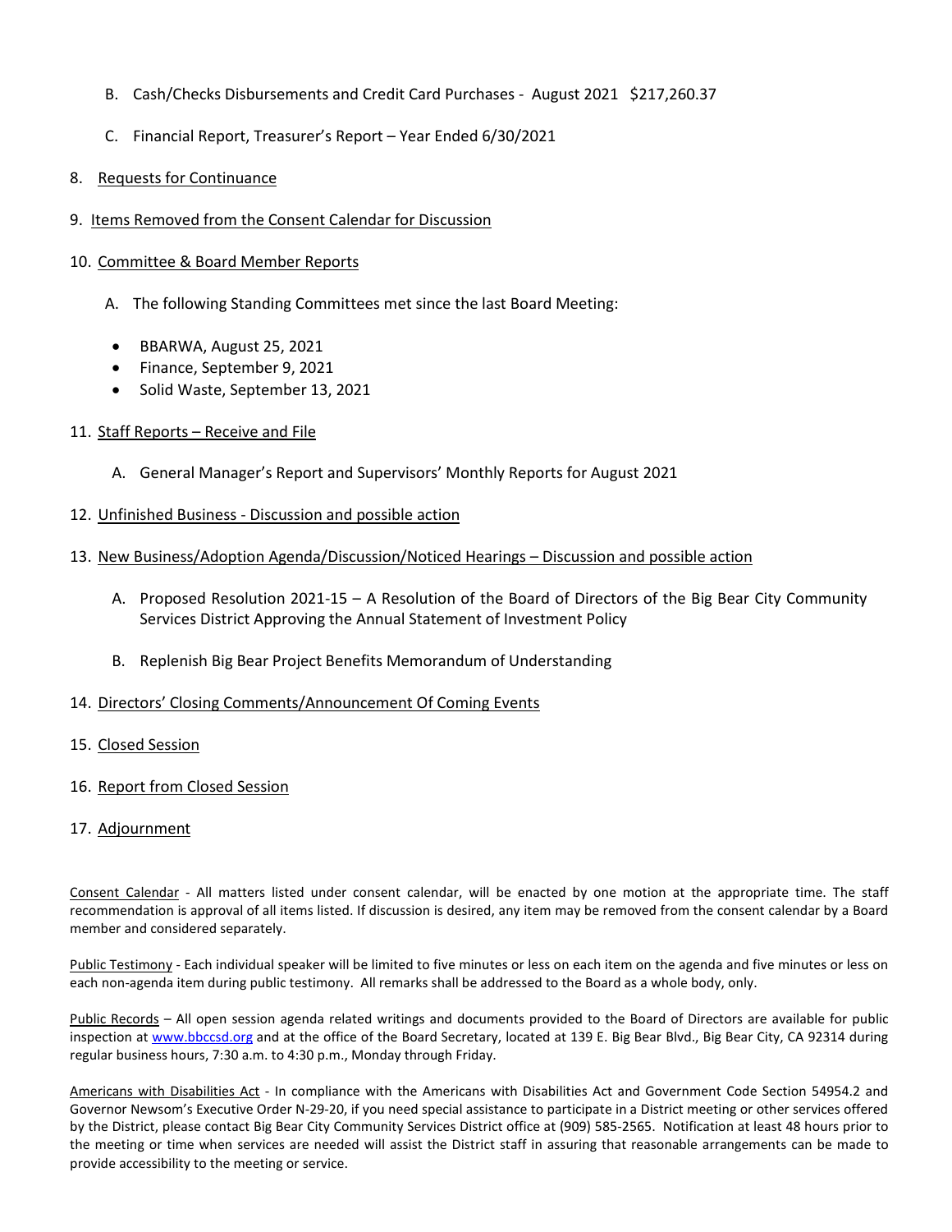B. Cash/Checks Disbursements and Credit Card Purchases - August 2021 $217,260.37

C. Financial Report, Treasurer's Report – Year Ended 6/30/2021

8. Requests for Continuance

9. Items Removed from the Consent Calendar for Discussion

10. Committee & Board Member Reports

    A. The following Standing Committees met since the last Board Meeting:

    - BBARWA, August 25, 2021
    - Finance, September 9, 2021
    - Solid Waste, September 13, 2021

11. Staff Reports – Receive and File

    A. General Manager's Report and Supervisors' Monthly Reports for August 2021

12. Unfinished Business - Discussion and possible action

13. New Business/Adoption Agenda/Discussion/Noticed Hearings – Discussion and possible action

    A. Proposed Resolution 2021-15 – A Resolution of the Board of Directors of the Big Bear City Community Services District Approving the Annual Statement of Investment Policy

    B. Replenish Big Bear Project Benefits Memorandum of Understanding

14. Directors' Closing Comments/Announcement Of Coming Events

15. Closed Session

16. Report from Closed Session

17. Adjournment

Consent Calendar - All matters listed under consent calendar, will be enacted by one motion at the appropriate time. The staff recommendation is approval of all items listed. If discussion is desired, any item may be removed from the consent calendar by a Board member and considered separately.

Public Testimony - Each individual speaker will be limited to five minutes or less on each item on the agenda and five minutes or less on each non-agenda item during public testimony. All remarks shall be addressed to the Board as a whole body, only.

Public Records – All open session agenda related writings and documents provided to the Board of Directors are available for public inspection at www.bbccsd.org and at the office of the Board Secretary, located at 139 E. Big Bear Blvd., Big Bear City, CA 92314 during regular business hours, 7:30 a.m. to 4:30 p.m., Monday through Friday.

Americans with Disabilities Act - In compliance with the Americans with Disabilities Act and Government Code Section 54954.2 and Governor Newsom's Executive Order N-29-20, if you need special assistance to participate in a District meeting or other services offered by the District, please contact Big Bear City Community Services District office at (909) 585-2565. Notification at least 48 hours prior to the meeting or time when services are needed will assist the District staff in assuring that reasonable arrangements can be made to provide accessibility to the meeting or service.